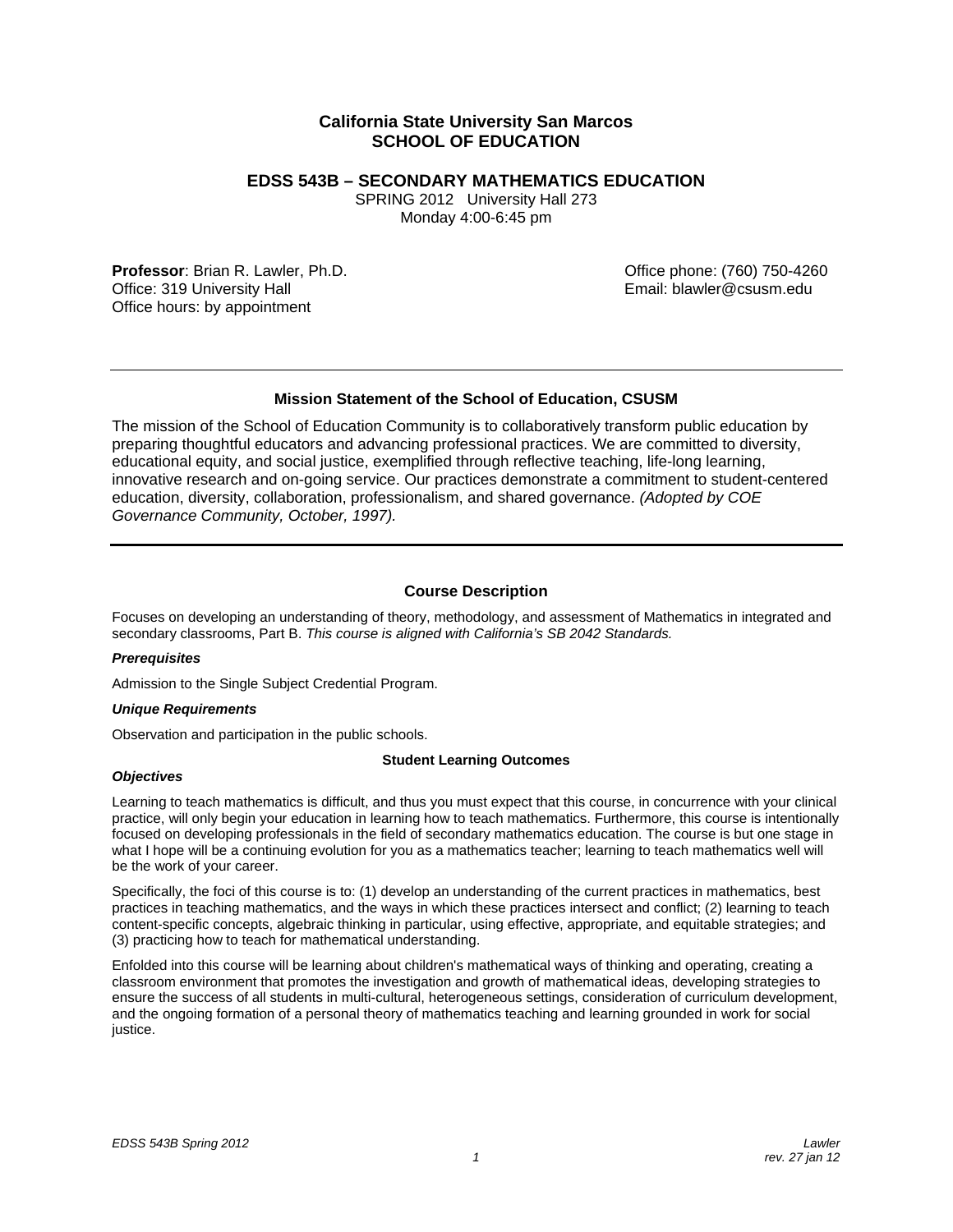# California State University San Marcos
## SCHOOL OF EDUCATION

## EDSS 543B – SECONDARY MATHEMATICS EDUCATION

SPRING 2012 University Hall 273
Monday 4:00-6:45 pm

**Professor**: Brian R. Lawler, Ph.D.
Office: 319 University Hall
Office hours: by appointment

Office phone: (760) 750-4260
Email: blawler@csusm.edu

---

### Mission Statement of the School of Education, CSUSM

The mission of the School of Education Community is to collaboratively transform public education by preparing thoughtful educators and advancing professional practices. We are committed to diversity, educational equity, and social justice, exemplified through reflective teaching, life-long learning, innovative research and on-going service. Our practices demonstrate a commitment to student-centered education, diversity, collaboration, professionalism, and shared governance. *(Adopted by COE Governance Community, October, 1997).*

---

### Course Description

Focuses on developing an understanding of theory, methodology, and assessment of Mathematics in integrated and secondary classrooms, Part B. *This course is aligned with California's SB 2042 Standards.*

#### *Prerequisites*

Admission to the Single Subject Credential Program.

#### *Unique Requirements*

Observation and participation in the public schools.

### Student Learning Outcomes

#### *Objectives*

Learning to teach mathematics is difficult, and thus you must expect that this course, in concurrence with your clinical practice, will only begin your education in learning how to teach mathematics. Furthermore, this course is intentionally focused on developing professionals in the field of secondary mathematics education. The course is but one stage in what I hope will be a continuing evolution for you as a mathematics teacher; learning to teach mathematics well will be the work of your career.

Specifically, the foci of this course is to: (1) develop an understanding of the current practices in mathematics, best practices in teaching mathematics, and the ways in which these practices intersect and conflict; (2) learning to teach content-specific concepts, algebraic thinking in particular, using effective, appropriate, and equitable strategies; and (3) practicing how to teach for mathematical understanding.

Enfolded into this course will be learning about children's mathematical ways of thinking and operating, creating a classroom environment that promotes the investigation and growth of mathematical ideas, developing strategies to ensure the success of all students in multi-cultural, heterogeneous settings, consideration of curriculum development, and the ongoing formation of a personal theory of mathematics teaching and learning grounded in work for social justice.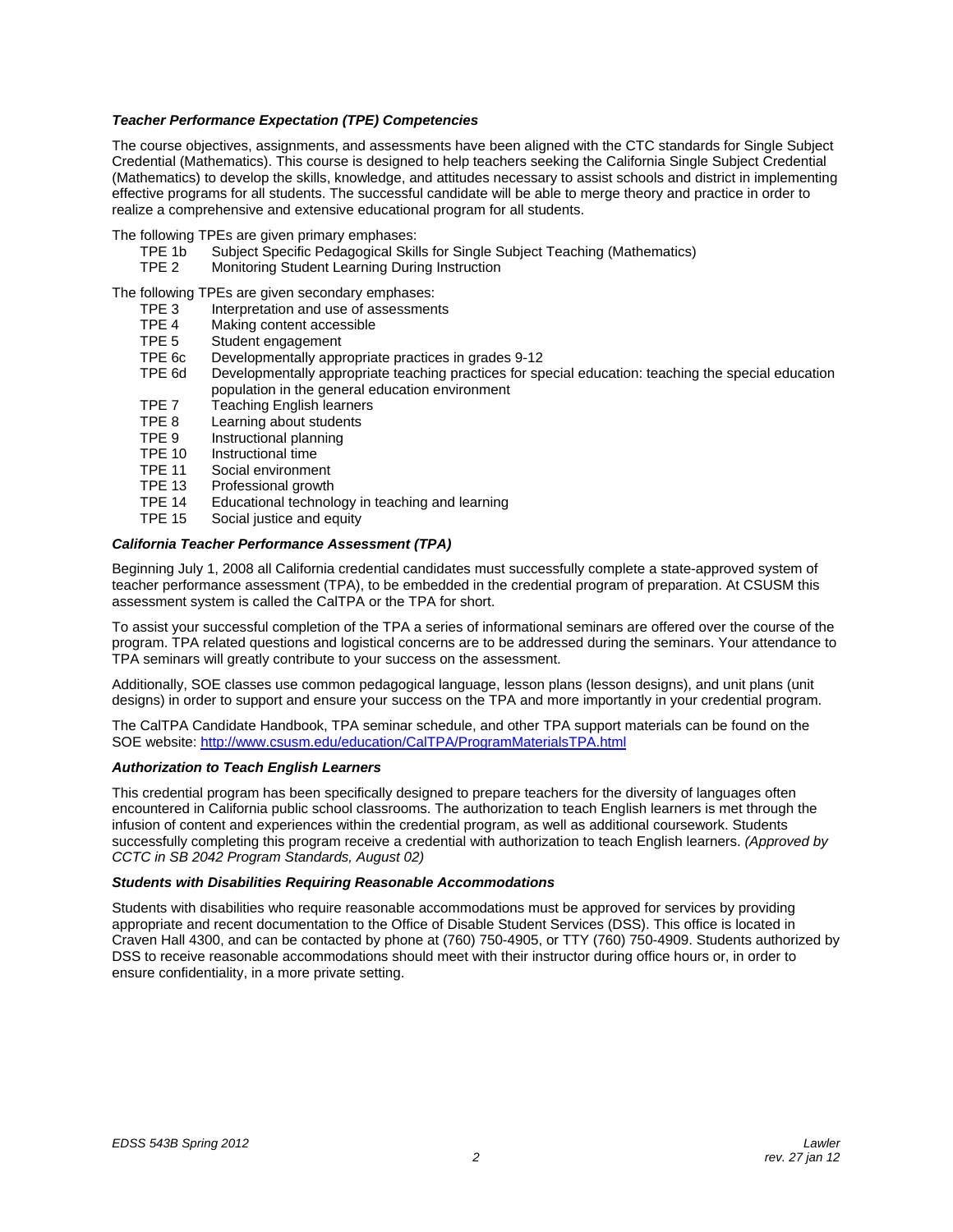***Teacher Performance Expectation (TPE) Competencies***

The course objectives, assignments, and assessments have been aligned with the CTC standards for Single Subject Credential (Mathematics). This course is designed to help teachers seeking the California Single Subject Credential (Mathematics) to develop the skills, knowledge, and attitudes necessary to assist schools and district in implementing effective programs for all students. The successful candidate will be able to merge theory and practice in order to realize a comprehensive and extensive educational program for all students.

The following TPEs are given primary emphases:

- TPE 1b Subject Specific Pedagogical Skills for Single Subject Teaching (Mathematics)
- TPE 2 Monitoring Student Learning During Instruction

The following TPEs are given secondary emphases:

- TPE 3 Interpretation and use of assessments
- TPE 4 Making content accessible
- TPE 5 Student engagement
- TPE 6c Developmentally appropriate practices in grades 9-12
- TPE 6d Developmentally appropriate teaching practices for special education: teaching the special education population in the general education environment
- TPE 7 Teaching English learners
- TPE 8 Learning about students
- TPE 9 Instructional planning
- TPE 10 Instructional time
- TPE 11 Social environment
- TPE 13 Professional growth
- TPE 14 Educational technology in teaching and learning
- TPE 15 Social justice and equity

***California Teacher Performance Assessment (TPA)***

Beginning July 1, 2008 all California credential candidates must successfully complete a state-approved system of teacher performance assessment (TPA), to be embedded in the credential program of preparation. At CSUSM this assessment system is called the CalTPA or the TPA for short.

To assist your successful completion of the TPA a series of informational seminars are offered over the course of the program. TPA related questions and logistical concerns are to be addressed during the seminars. Your attendance to TPA seminars will greatly contribute to your success on the assessment.

Additionally, SOE classes use common pedagogical language, lesson plans (lesson designs), and unit plans (unit designs) in order to support and ensure your success on the TPA and more importantly in your credential program.

The CalTPA Candidate Handbook, TPA seminar schedule, and other TPA support materials can be found on the SOE website: http://www.csusm.edu/education/CalTPA/ProgramMaterialsTPA.html

***Authorization to Teach English Learners***

This credential program has been specifically designed to prepare teachers for the diversity of languages often encountered in California public school classrooms. The authorization to teach English learners is met through the infusion of content and experiences within the credential program, as well as additional coursework. Students successfully completing this program receive a credential with authorization to teach English learners. *(Approved by CCTC in SB 2042 Program Standards, August 02)*

***Students with Disabilities Requiring Reasonable Accommodations***

Students with disabilities who require reasonable accommodations must be approved for services by providing appropriate and recent documentation to the Office of Disable Student Services (DSS). This office is located in Craven Hall 4300, and can be contacted by phone at (760) 750-4905, or TTY (760) 750-4909. Students authorized by DSS to receive reasonable accommodations should meet with their instructor during office hours or, in order to ensure confidentiality, in a more private setting.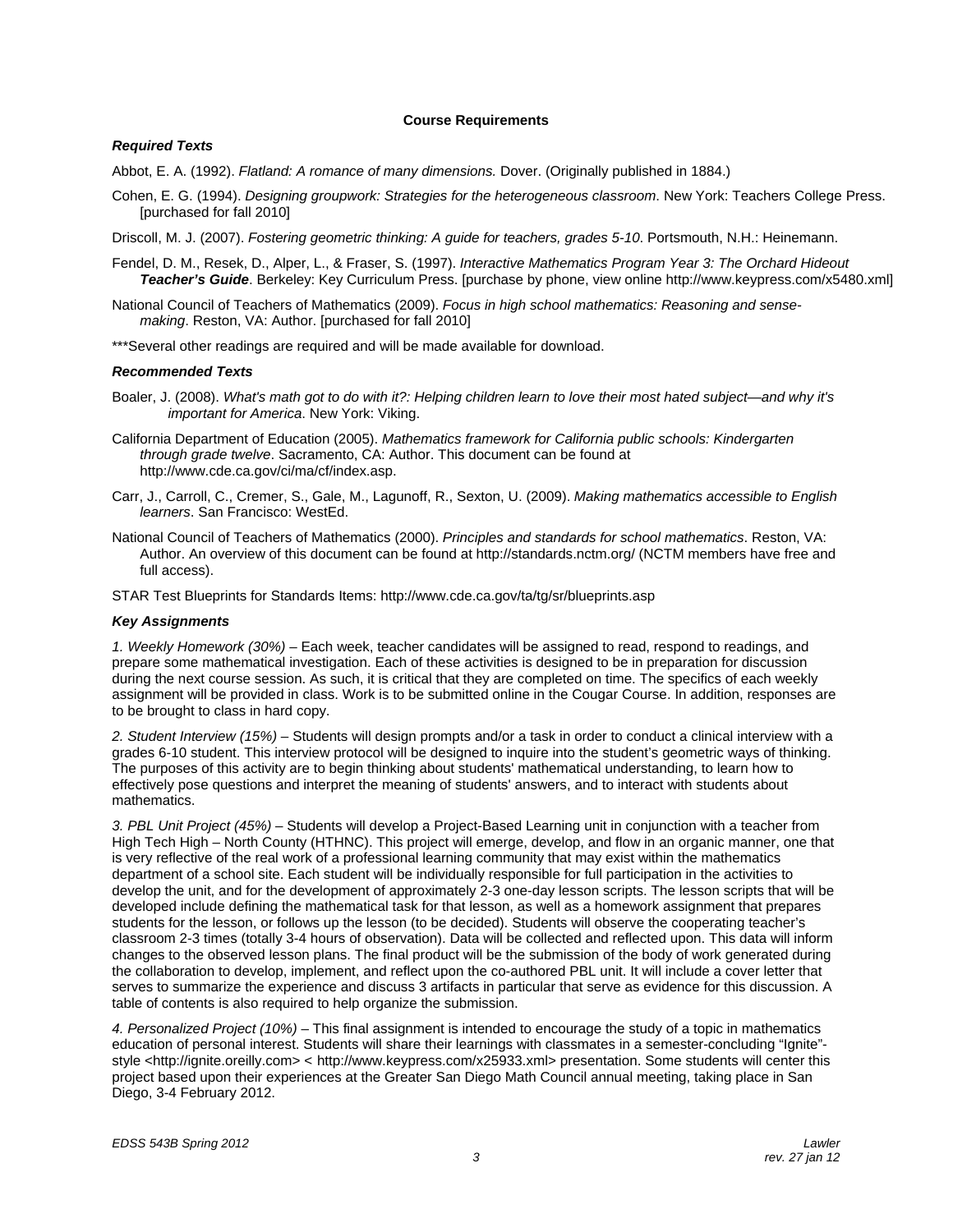**Course Requirements**

***Required Texts***

Abbot, E. A. (1992). *Flatland: A romance of many dimensions.* Dover. (Originally published in 1884.)

Cohen, E. G. (1994). *Designing groupwork: Strategies for the heterogeneous classroom*. New York: Teachers College Press. [purchased for fall 2010]

Driscoll, M. J. (2007). *Fostering geometric thinking: A guide for teachers, grades 5-10*. Portsmouth, N.H.: Heinemann.

Fendel, D. M., Resek, D., Alper, L., & Fraser, S. (1997). *Interactive Mathematics Program Year 3: The Orchard Hideout **Teacher's Guide***. Berkeley: Key Curriculum Press. [purchase by phone, view online http://www.keypress.com/x5480.xml]

National Council of Teachers of Mathematics (2009). *Focus in high school mathematics: Reasoning and sense-making*. Reston, VA: Author. [purchased for fall 2010]

***Several other readings are required and will be made available for download.

***Recommended Texts***

Boaler, J. (2008). *What's math got to do with it?: Helping children learn to love their most hated subject—and why it's important for America*. New York: Viking.

California Department of Education (2005). *Mathematics framework for California public schools: Kindergarten through grade twelve*. Sacramento, CA: Author. This document can be found at http://www.cde.ca.gov/ci/ma/cf/index.asp.

Carr, J., Carroll, C., Cremer, S., Gale, M., Lagunoff, R., Sexton, U. (2009). *Making mathematics accessible to English learners*. San Francisco: WestEd.

National Council of Teachers of Mathematics (2000). *Principles and standards for school mathematics*. Reston, VA: Author. An overview of this document can be found at http://standards.nctm.org/ (NCTM members have free and full access).

STAR Test Blueprints for Standards Items: http://www.cde.ca.gov/ta/tg/sr/blueprints.asp

***Key Assignments***

*1. Weekly Homework (30%)* – Each week, teacher candidates will be assigned to read, respond to readings, and prepare some mathematical investigation. Each of these activities is designed to be in preparation for discussion during the next course session. As such, it is critical that they are completed on time. The specifics of each weekly assignment will be provided in class. Work is to be submitted online in the Cougar Course. In addition, responses are to be brought to class in hard copy.

*2. Student Interview (15%)* – Students will design prompts and/or a task in order to conduct a clinical interview with a grades 6-10 student. This interview protocol will be designed to inquire into the student's geometric ways of thinking. The purposes of this activity are to begin thinking about students' mathematical understanding, to learn how to effectively pose questions and interpret the meaning of students' answers, and to interact with students about mathematics.

*3. PBL Unit Project (45%)* – Students will develop a Project-Based Learning unit in conjunction with a teacher from High Tech High – North County (HTHNC). This project will emerge, develop, and flow in an organic manner, one that is very reflective of the real work of a professional learning community that may exist within the mathematics department of a school site. Each student will be individually responsible for full participation in the activities to develop the unit, and for the development of approximately 2-3 one-day lesson scripts. The lesson scripts that will be developed include defining the mathematical task for that lesson, as well as a homework assignment that prepares students for the lesson, or follows up the lesson (to be decided). Students will observe the cooperating teacher's classroom 2-3 times (totally 3-4 hours of observation). Data will be collected and reflected upon. This data will inform changes to the observed lesson plans. The final product will be the submission of the body of work generated during the collaboration to develop, implement, and reflect upon the co-authored PBL unit. It will include a cover letter that serves to summarize the experience and discuss 3 artifacts in particular that serve as evidence for this discussion. A table of contents is also required to help organize the submission.

*4. Personalized Project (10%)* – This final assignment is intended to encourage the study of a topic in mathematics education of personal interest. Students will share their learnings with classmates in a semester-concluding "Ignite"-style <http://ignite.oreilly.com> < http://www.keypress.com/x25933.xml> presentation. Some students will center this project based upon their experiences at the Greater San Diego Math Council annual meeting, taking place in San Diego, 3-4 February 2012.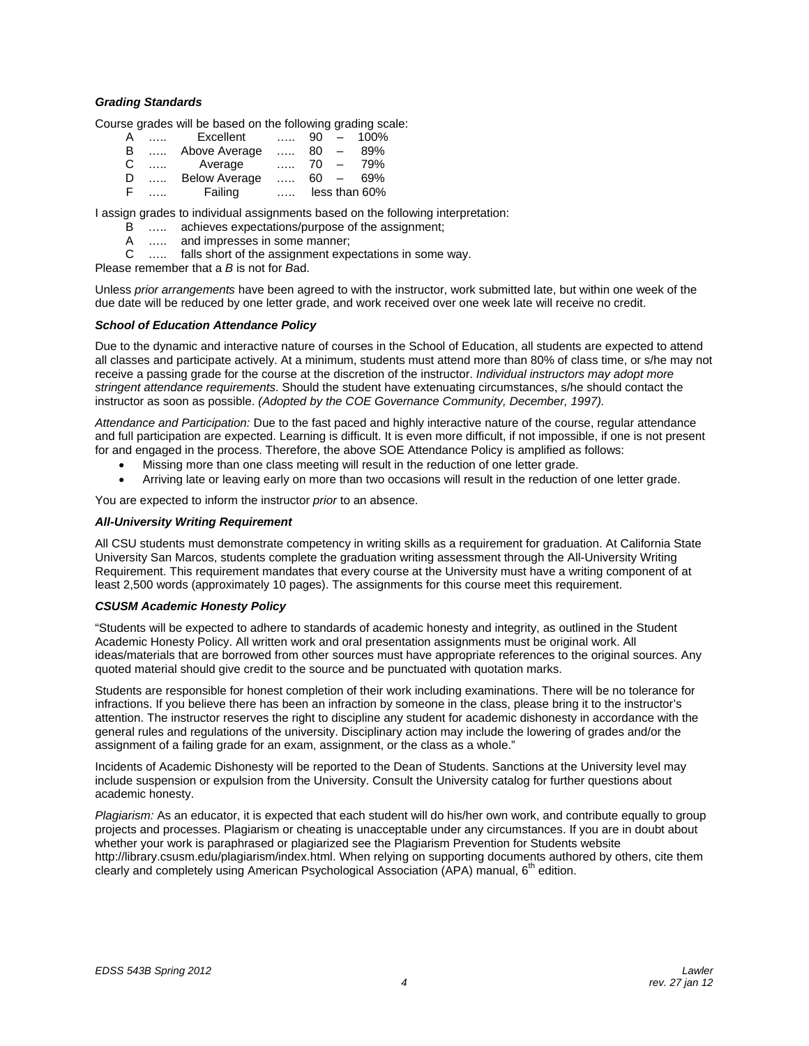### *Grading Standards*

Course grades will be based on the following grading scale:

| | | | | |
|---|---|---|---|---|
| A | ….. | Excellent | ….. | 90 – 100% |
| B | ….. | Above Average | ….. | 80 – 89% |
| C | ….. | Average | ….. | 70 – 79% |
| D | ….. | Below Average | ….. | 60 – 69% |
| F | ….. | Failing | ….. | less than 60% |

I assign grades to individual assignments based on the following interpretation:

B ….. achieves expectations/purpose of the assignment;
A ….. and impresses in some manner;
C ….. falls short of the assignment expectations in some way.

Please remember that a *B* is not for *B*ad.

Unless *prior arrangements* have been agreed to with the instructor, work submitted late, but within one week of the due date will be reduced by one letter grade, and work received over one week late will receive no credit.

### *School of Education Attendance Policy*

Due to the dynamic and interactive nature of courses in the School of Education, all students are expected to attend all classes and participate actively. At a minimum, students must attend more than 80% of class time, or s/he may not receive a passing grade for the course at the discretion of the instructor. *Individual instructors may adopt more stringent attendance requirements*. Should the student have extenuating circumstances, s/he should contact the instructor as soon as possible. *(Adopted by the COE Governance Community, December, 1997).*

*Attendance and Participation:* Due to the fast paced and highly interactive nature of the course, regular attendance and full participation are expected. Learning is difficult. It is even more difficult, if not impossible, if one is not present for and engaged in the process. Therefore, the above SOE Attendance Policy is amplified as follows:

- Missing more than one class meeting will result in the reduction of one letter grade.
- Arriving late or leaving early on more than two occasions will result in the reduction of one letter grade.

You are expected to inform the instructor *prior* to an absence.

### *All-University Writing Requirement*

All CSU students must demonstrate competency in writing skills as a requirement for graduation. At California State University San Marcos, students complete the graduation writing assessment through the All-University Writing Requirement. This requirement mandates that every course at the University must have a writing component of at least 2,500 words (approximately 10 pages). The assignments for this course meet this requirement.

### *CSUSM Academic Honesty Policy*

"Students will be expected to adhere to standards of academic honesty and integrity, as outlined in the Student Academic Honesty Policy. All written work and oral presentation assignments must be original work. All ideas/materials that are borrowed from other sources must have appropriate references to the original sources. Any quoted material should give credit to the source and be punctuated with quotation marks.

Students are responsible for honest completion of their work including examinations. There will be no tolerance for infractions. If you believe there has been an infraction by someone in the class, please bring it to the instructor's attention. The instructor reserves the right to discipline any student for academic dishonesty in accordance with the general rules and regulations of the university. Disciplinary action may include the lowering of grades and/or the assignment of a failing grade for an exam, assignment, or the class as a whole."

Incidents of Academic Dishonesty will be reported to the Dean of Students. Sanctions at the University level may include suspension or expulsion from the University. Consult the University catalog for further questions about academic honesty.

*Plagiarism:* As an educator, it is expected that each student will do his/her own work, and contribute equally to group projects and processes. Plagiarism or cheating is unacceptable under any circumstances. If you are in doubt about whether your work is paraphrased or plagiarized see the Plagiarism Prevention for Students website http://library.csusm.edu/plagiarism/index.html. When relying on supporting documents authored by others, cite them clearly and completely using American Psychological Association (APA) manual, 6th edition.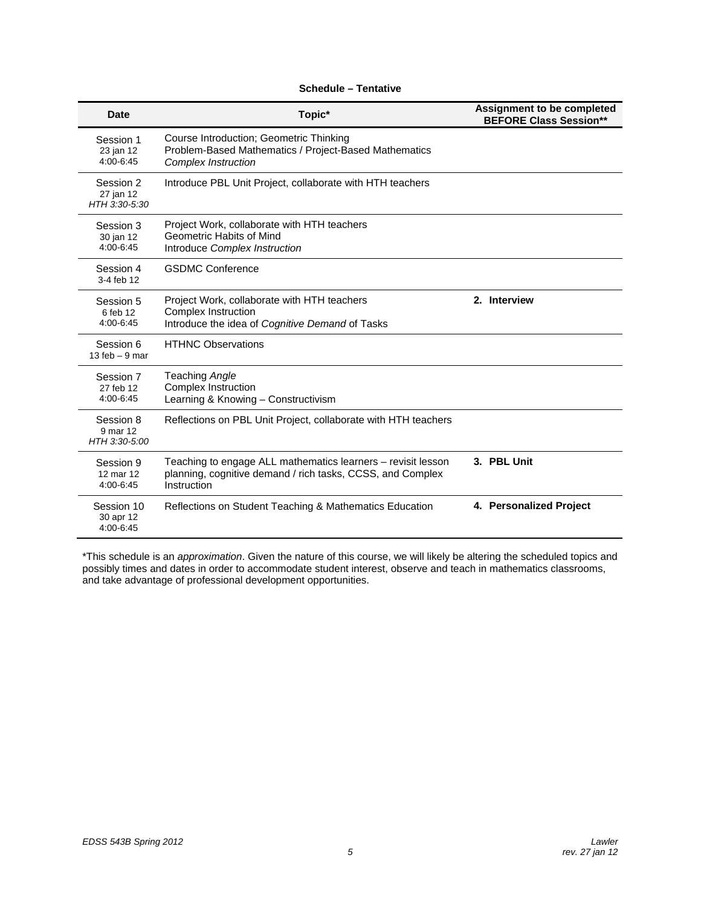**Schedule – Tentative**

| Date | Topic* | Assignment to be completed BEFORE Class Session** |
|---|---|---|
| Session 1<br>23 jan 12<br>4:00-6:45 | Course Introduction; Geometric Thinking<br>Problem-Based Mathematics / Project-Based Mathematics<br>*Complex Instruction* | |
| Session 2<br>27 jan 12<br>*HTH 3:30-5:30* | Introduce PBL Unit Project, collaborate with HTH teachers | |
| Session 3<br>30 jan 12<br>4:00-6:45 | Project Work, collaborate with HTH teachers<br>Geometric Habits of Mind<br>Introduce *Complex Instruction* | |
| Session 4<br>3-4 feb 12 | GSDMC Conference | |
| Session 5<br>6 feb 12<br>4:00-6:45 | Project Work, collaborate with HTH teachers<br>Complex Instruction<br>Introduce the idea of *Cognitive Demand* of Tasks | **2. Interview** |
| Session 6<br>13 feb – 9 mar | HTHNC Observations | |
| Session 7<br>27 feb 12<br>4:00-6:45 | Teaching *Angle*<br>Complex Instruction<br>Learning & Knowing – Constructivism | |
| Session 8<br>9 mar 12<br>*HTH 3:30-5:00* | Reflections on PBL Unit Project, collaborate with HTH teachers | |
| Session 9<br>12 mar 12<br>4:00-6:45 | Teaching to engage ALL mathematics learners – revisit lesson planning, cognitive demand / rich tasks, CCSS, and Complex Instruction | **3. PBL Unit** |
| Session 10<br>30 apr 12<br>4:00-6:45 | Reflections on Student Teaching & Mathematics Education | **4. Personalized Project** |

*This schedule is an *approximation*. Given the nature of this course, we will likely be altering the scheduled topics and possibly times and dates in order to accommodate student interest, observe and teach in mathematics classrooms, and take advantage of professional development opportunities.